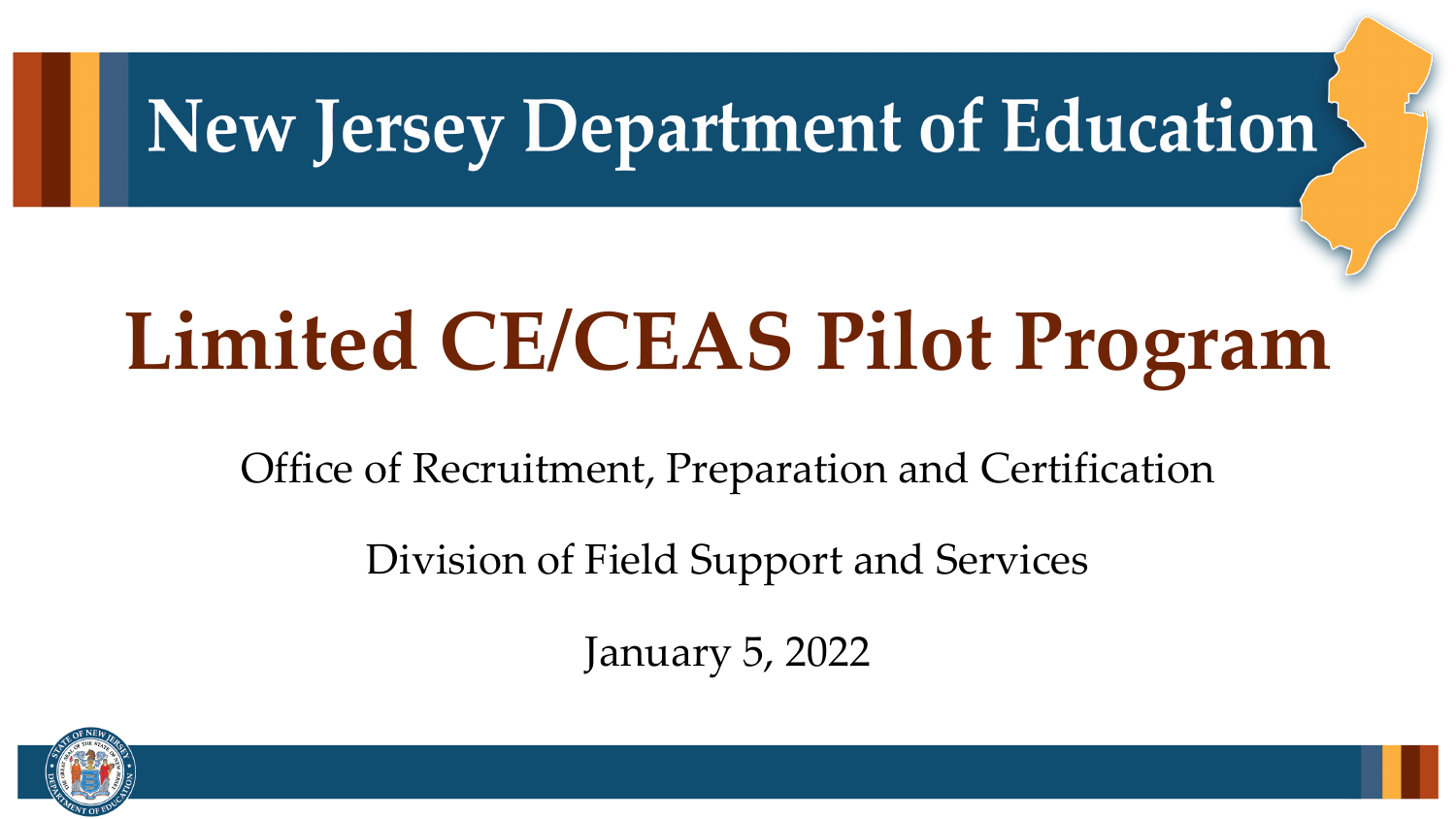# New Jersey Department of Education

# Limited CE/CEAS Pilot Program

Office of Recruitment, Preparation and Certification

Division of Field Support and Services

January 5, 2022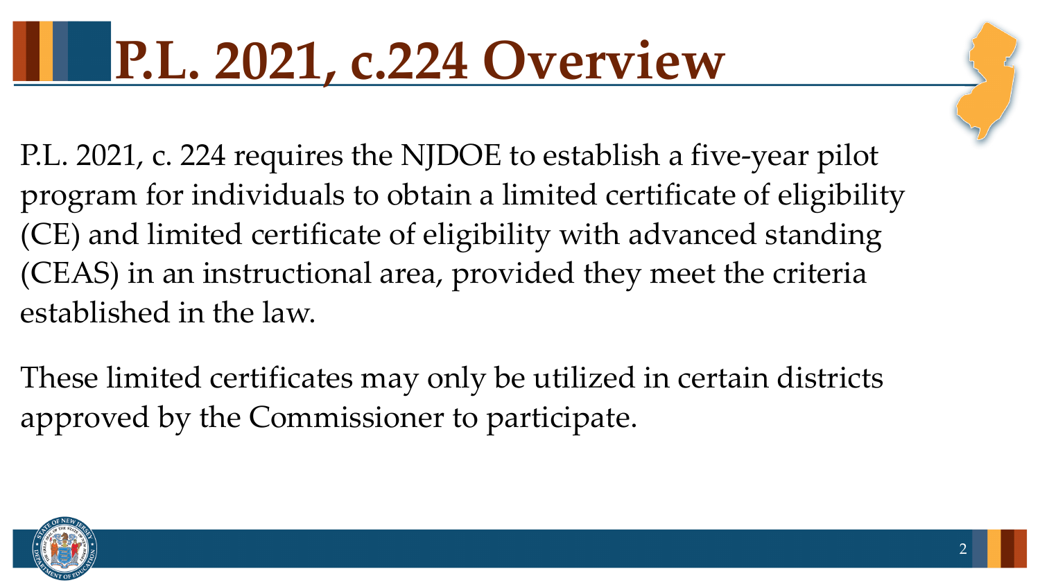# P.L. 2021, c.224 Overview

P.L. 2021, c. 224 requires the NJDOE to establish a five-year pilot program for individuals to obtain a limited certificate of eligibility (CE) and limited certificate of eligibility with advanced standing (CEAS) in an instructional area, provided they meet the criteria established in the law.

These limited certificates may only be utilized in certain districts approved by the Commissioner to participate.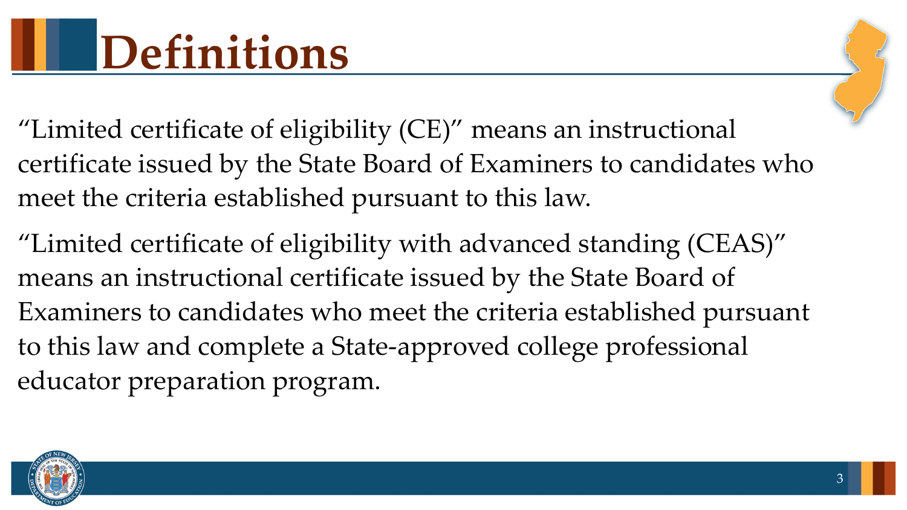# Definitions

"Limited certificate of eligibility (CE)" means an instructional certificate issued by the State Board of Examiners to candidates who meet the criteria established pursuant to this law.

"Limited certificate of eligibility with advanced standing (CEAS)" means an instructional certificate issued by the State Board of Examiners to candidates who meet the criteria established pursuant to this law and complete a State-approved college professional educator preparation program.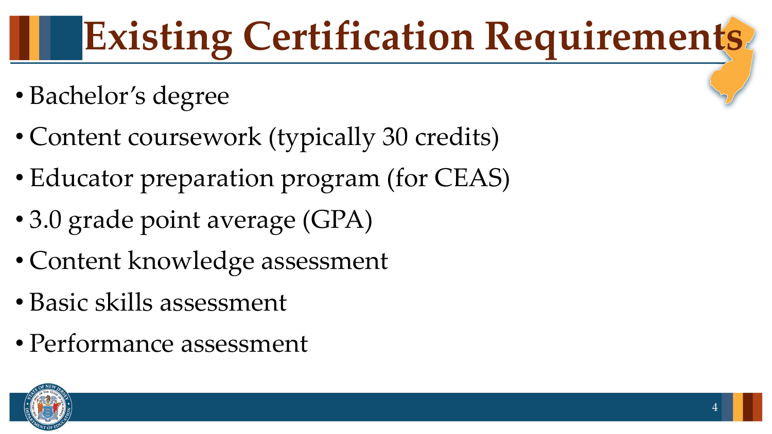# Existing Certification Requirements

- Bachelor's degree
- Content coursework (typically 30 credits)
- Educator preparation program (for CEAS)
- 3.0 grade point average (GPA)
- Content knowledge assessment
- Basic skills assessment
- Performance assessment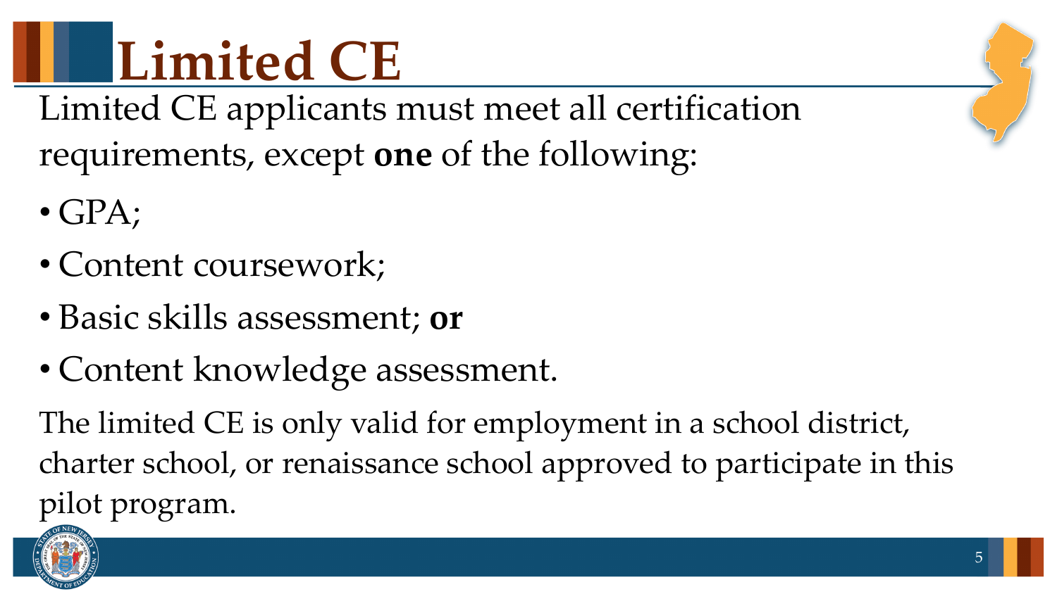# Limited CE

Limited CE applicants must meet all certification requirements, except **one** of the following:

- GPA;
- Content coursework;
- Basic skills assessment; **or**
- Content knowledge assessment.

The limited CE is only valid for employment in a school district, charter school, or renaissance school approved to participate in this pilot program.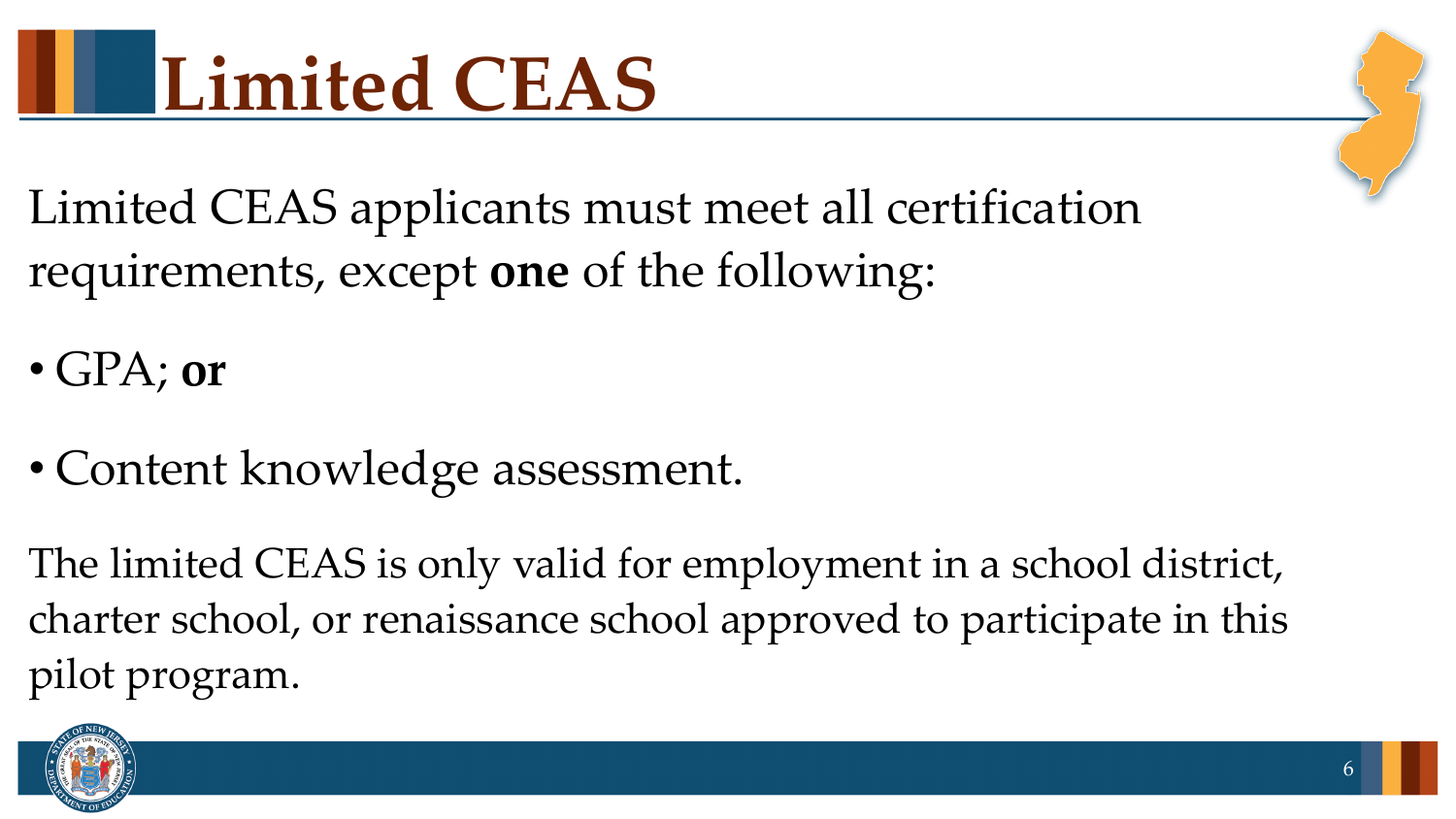# Limited CEAS

Limited CEAS applicants must meet all certification requirements, except **one** of the following:

- GPA; **or**
- Content knowledge assessment.

The limited CEAS is only valid for employment in a school district, charter school, or renaissance school approved to participate in this pilot program.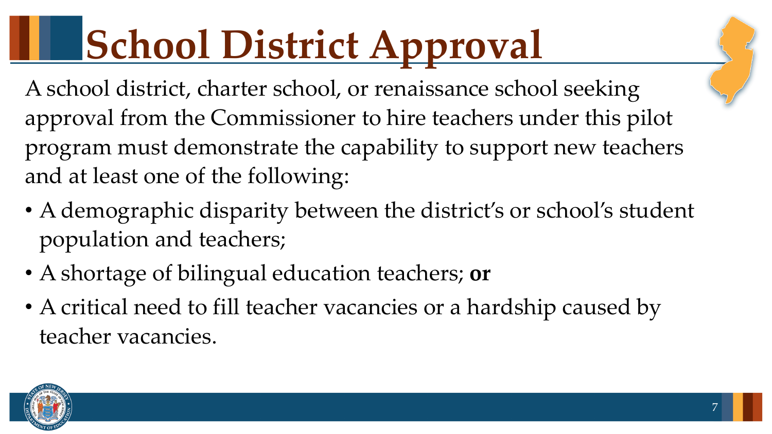# School District Approval

A school district, charter school, or renaissance school seeking approval from the Commissioner to hire teachers under this pilot program must demonstrate the capability to support new teachers and at least one of the following:

- A demographic disparity between the district's or school's student population and teachers;
- A shortage of bilingual education teachers; **or**
- A critical need to fill teacher vacancies or a hardship caused by teacher vacancies.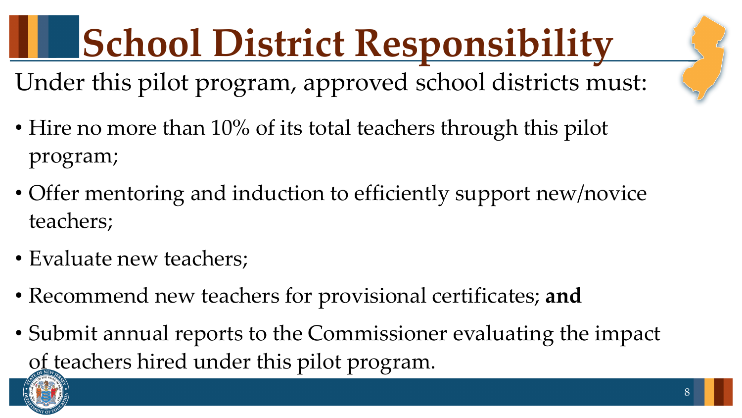# School District Responsibility

Under this pilot program, approved school districts must:

- Hire no more than 10% of its total teachers through this pilot program;
- Offer mentoring and induction to efficiently support new/novice teachers;
- Evaluate new teachers;
- Recommend new teachers for provisional certificates; **and**
- Submit annual reports to the Commissioner evaluating the impact of teachers hired under this pilot program.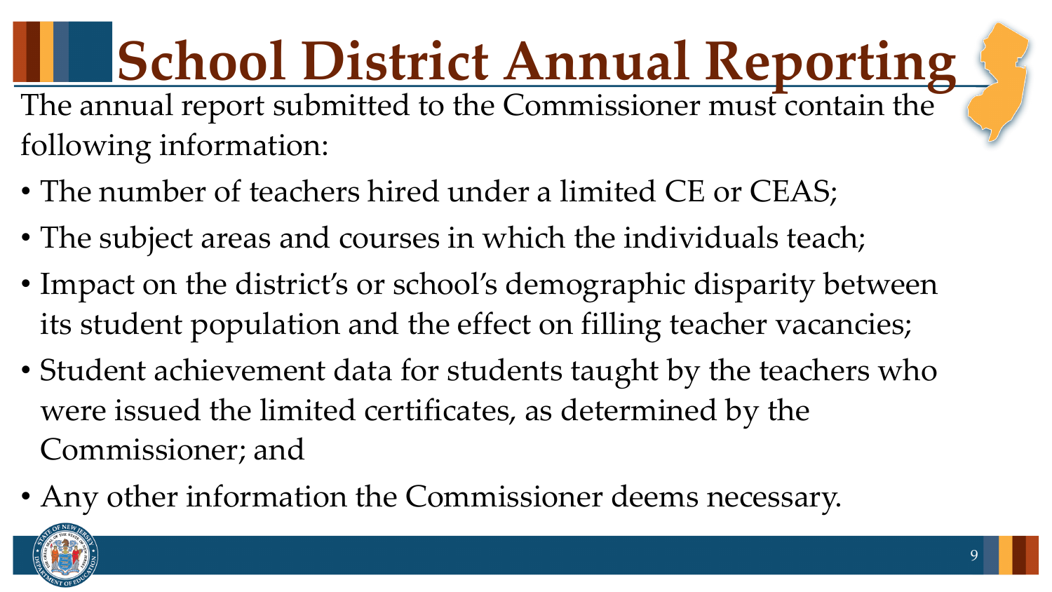# School District Annual Reporting

The annual report submitted to the Commissioner must contain the following information:

- The number of teachers hired under a limited CE or CEAS;
- The subject areas and courses in which the individuals teach;
- Impact on the district's or school's demographic disparity between its student population and the effect on filling teacher vacancies;
- Student achievement data for students taught by the teachers who were issued the limited certificates, as determined by the Commissioner; and
- Any other information the Commissioner deems necessary.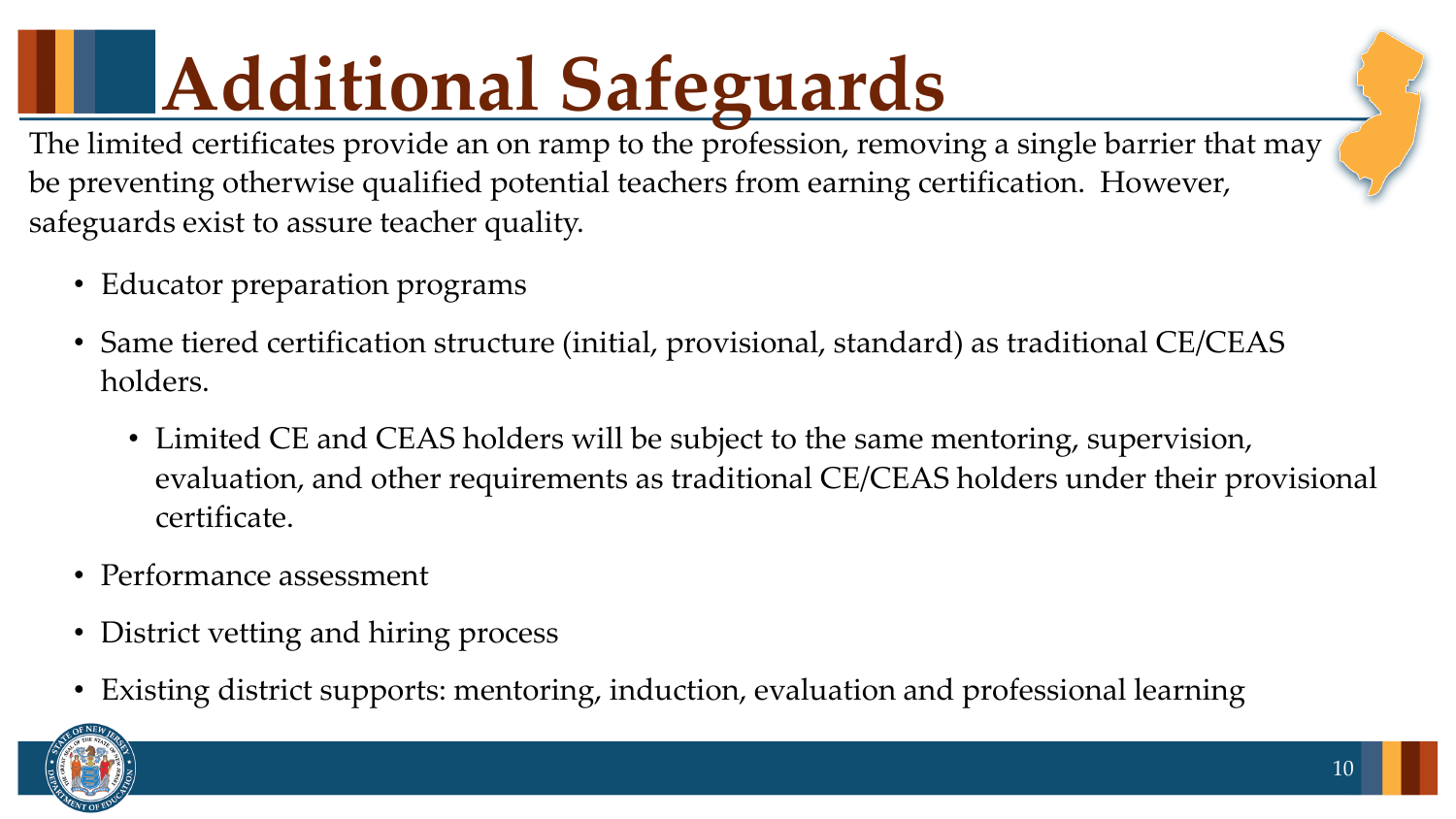# Additional Safeguards

The limited certificates provide an on ramp to the profession, removing a single barrier that may be preventing otherwise qualified potential teachers from earning certification. However, safeguards exist to assure teacher quality.

- Educator preparation programs
- Same tiered certification structure (initial, provisional, standard) as traditional CE/CEAS holders.
  - Limited CE and CEAS holders will be subject to the same mentoring, supervision, evaluation, and other requirements as traditional CE/CEAS holders under their provisional certificate.
- Performance assessment
- District vetting and hiring process
- Existing district supports: mentoring, induction, evaluation and professional learning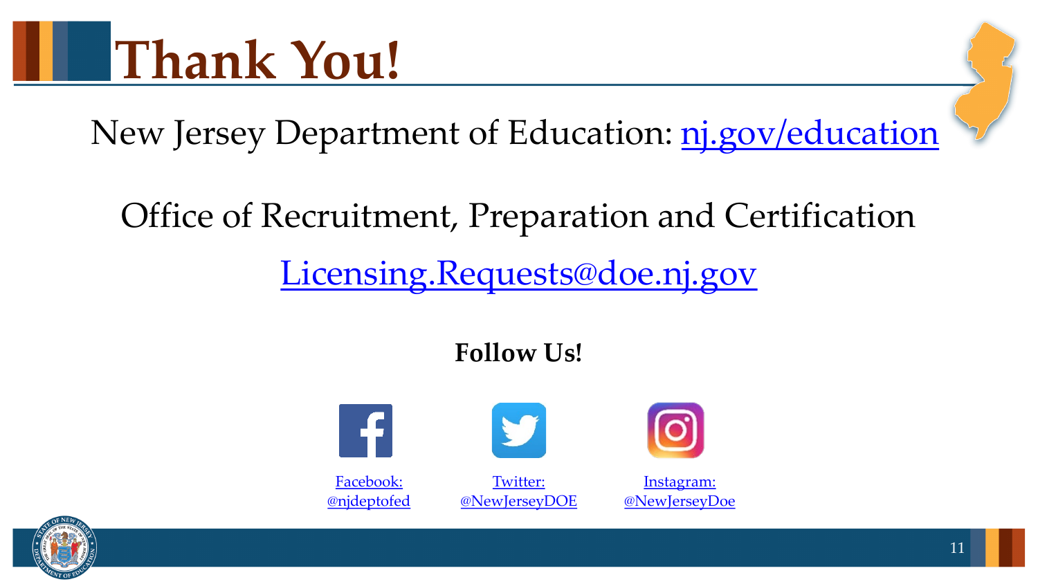# Thank You!

New Jersey Department of Education: [nj.gov/education](nj.gov/education)

Office of Recruitment, Preparation and Certification

[Licensing.Requests@doe.nj.gov](mailto:Licensing.Requests@doe.nj.gov)

**Follow Us!**

Facebook: @njdeptofed

Twitter: @NewJerseyDOE

Instagram: @NewJerseyDoe